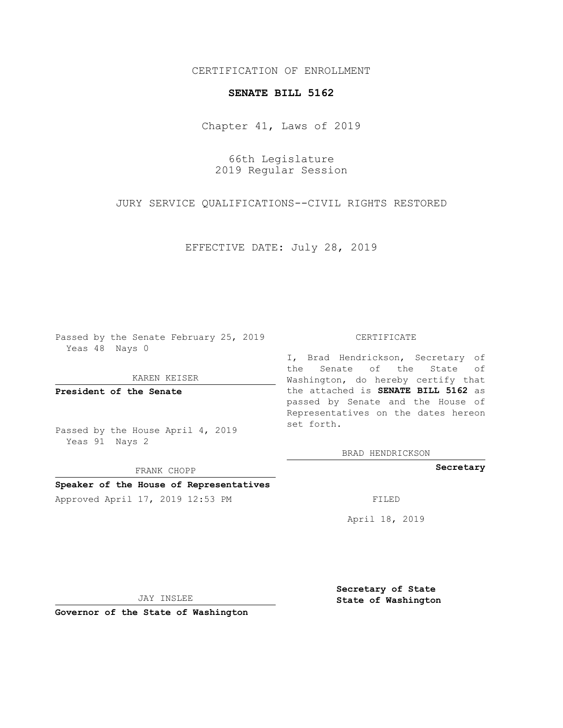CERTIFICATION OF ENROLLMENT

**SENATE BILL 5162**

Chapter 41, Laws of 2019

66th Legislature
2019 Regular Session

JURY SERVICE QUALIFICATIONS--CIVIL RIGHTS RESTORED

EFFECTIVE DATE: July 28, 2019

Passed by the Senate February 25, 2019
Yeas 48 Nays 0

KAREN KEISER

**President of the Senate**

Passed by the House April 4, 2019
Yeas 91 Nays 2

FRANK CHOPP

**Speaker of the House of Representatives**

Approved April 17, 2019 12:53 PM

JAY INSLEE

**Governor of the State of Washington**

CERTIFICATE

I, Brad Hendrickson, Secretary of the Senate of the State of Washington, do hereby certify that the attached is **SENATE BILL 5162** as passed by Senate and the House of Representatives on the dates hereon set forth.

BRAD HENDRICKSON

**Secretary**

FILED

April 18, 2019

**Secretary of State**
**State of Washington**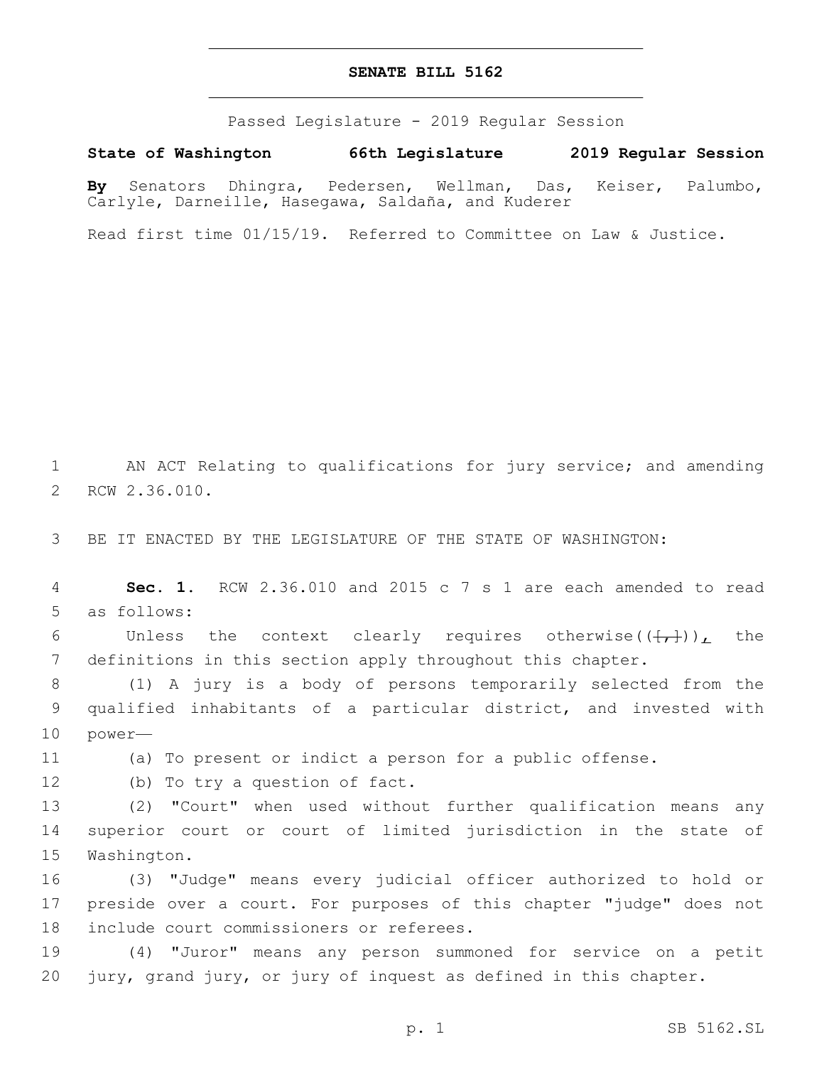# SENATE BILL 5162

Passed Legislature - 2019 Regular Session

**State of Washington 66th Legislature 2019 Regular Session**

**By** Senators Dhingra, Pedersen, Wellman, Das, Keiser, Palumbo, Carlyle, Darneille, Hasegawa, Saldaña, and Kuderer

Read first time 01/15/19. Referred to Committee on Law & Justice.

1 AN ACT Relating to qualifications for jury service; and amending
2 RCW 2.36.010.

3 BE IT ENACTED BY THE LEGISLATURE OF THE STATE OF WASHINGTON:

4 **Sec. 1.** RCW 2.36.010 and 2015 c 7 s 1 are each amended to read
5 as follows:

6 Unless the context clearly requires otherwise(([,])), the
7 definitions in this section apply throughout this chapter.

8 (1) A jury is a body of persons temporarily selected from the
9 qualified inhabitants of a particular district, and invested with
10 power—

11 (a) To present or indict a person for a public offense.

12 (b) To try a question of fact.

13 (2) "Court" when used without further qualification means any
14 superior court or court of limited jurisdiction in the state of
15 Washington.

16 (3) "Judge" means every judicial officer authorized to hold or
17 preside over a court. For purposes of this chapter "judge" does not
18 include court commissioners or referees.

19 (4) "Juror" means any person summoned for service on a petit
20 jury, grand jury, or jury of inquest as defined in this chapter.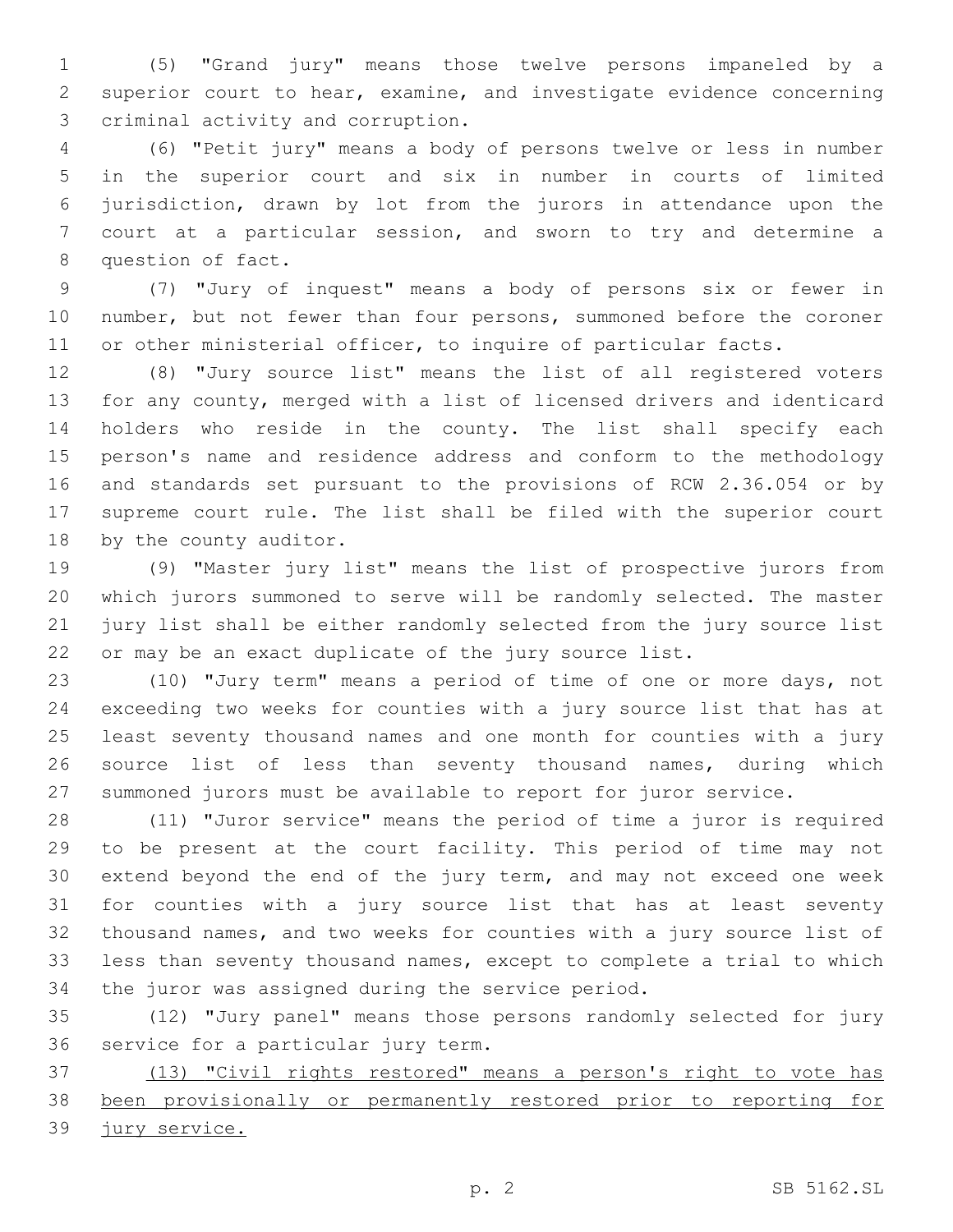(5) "Grand jury" means those twelve persons impaneled by a superior court to hear, examine, and investigate evidence concerning criminal activity and corruption.

(6) "Petit jury" means a body of persons twelve or less in number in the superior court and six in number in courts of limited jurisdiction, drawn by lot from the jurors in attendance upon the court at a particular session, and sworn to try and determine a question of fact.

(7) "Jury of inquest" means a body of persons six or fewer in number, but not fewer than four persons, summoned before the coroner or other ministerial officer, to inquire of particular facts.

(8) "Jury source list" means the list of all registered voters for any county, merged with a list of licensed drivers and identicard holders who reside in the county. The list shall specify each person's name and residence address and conform to the methodology and standards set pursuant to the provisions of RCW 2.36.054 or by supreme court rule. The list shall be filed with the superior court by the county auditor.

(9) "Master jury list" means the list of prospective jurors from which jurors summoned to serve will be randomly selected. The master jury list shall be either randomly selected from the jury source list or may be an exact duplicate of the jury source list.

(10) "Jury term" means a period of time of one or more days, not exceeding two weeks for counties with a jury source list that has at least seventy thousand names and one month for counties with a jury source list of less than seventy thousand names, during which summoned jurors must be available to report for juror service.

(11) "Juror service" means the period of time a juror is required to be present at the court facility. This period of time may not extend beyond the end of the jury term, and may not exceed one week for counties with a jury source list that has at least seventy thousand names, and two weeks for counties with a jury source list of less than seventy thousand names, except to complete a trial to which the juror was assigned during the service period.

(12) "Jury panel" means those persons randomly selected for jury service for a particular jury term.

(13) "Civil rights restored" means a person's right to vote has been provisionally or permanently restored prior to reporting for jury service.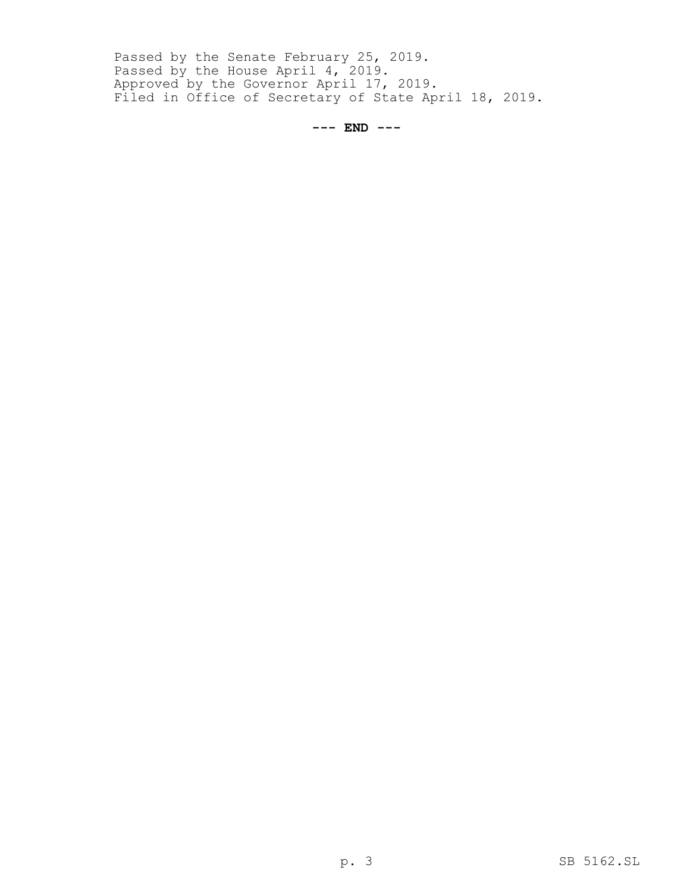Passed by the Senate February 25, 2019.
Passed by the House April 4, 2019.
Approved by the Governor April 17, 2019.
Filed in Office of Secretary of State April 18, 2019.

**--- END ---**